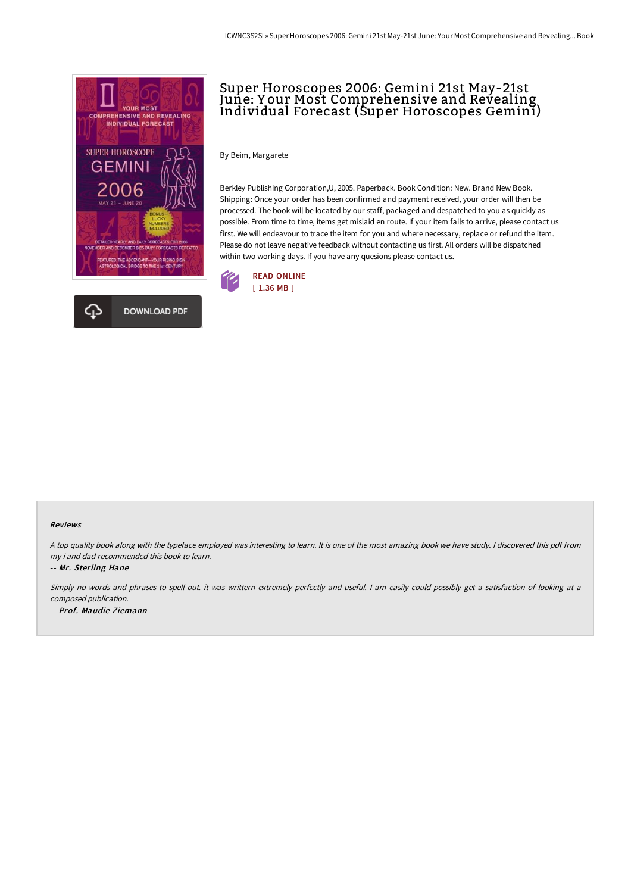# Super Horoscopes 2006: Gemini 21st May-21st June: Your Most Comprehensive and Revealing Individual Forecast (Super Horoscopes Gemini)

By Beim, Margarete

Berkley Publishing Corporation,U, 2005. Paperback. Book Condition: New. Brand New Book. Shipping: Once your order has been confirmed and payment received, your order will then be processed. The book will be located by our staff, packaged and despatched to you as quickly as possible. From time to time, items get mislaid en route. If your item fails to arrive, please contact us first. We will endeavour to trace the item for you and where necessary, replace or refund the item. Please do not leave negative feedback without contacting us first. All orders will be dispatched within two working days. If you have any quesions please contact us.

READ ONLINE
[ 1.36 MB ]

DOWNLOAD PDF

#### Reviews

*A top quality book along with the typeface employed was interesting to learn. It is one of the most amazing book we have study. I discovered this pdf from my i and dad recommended this book to learn.*

-- ***Mr. Sterling Hane***

*Simply no words and phrases to spell out. it was writtern extremely perfectly and useful. I am easily could possibly get a satisfaction of looking at a composed publication.*

-- ***Prof. Maudie Ziemann***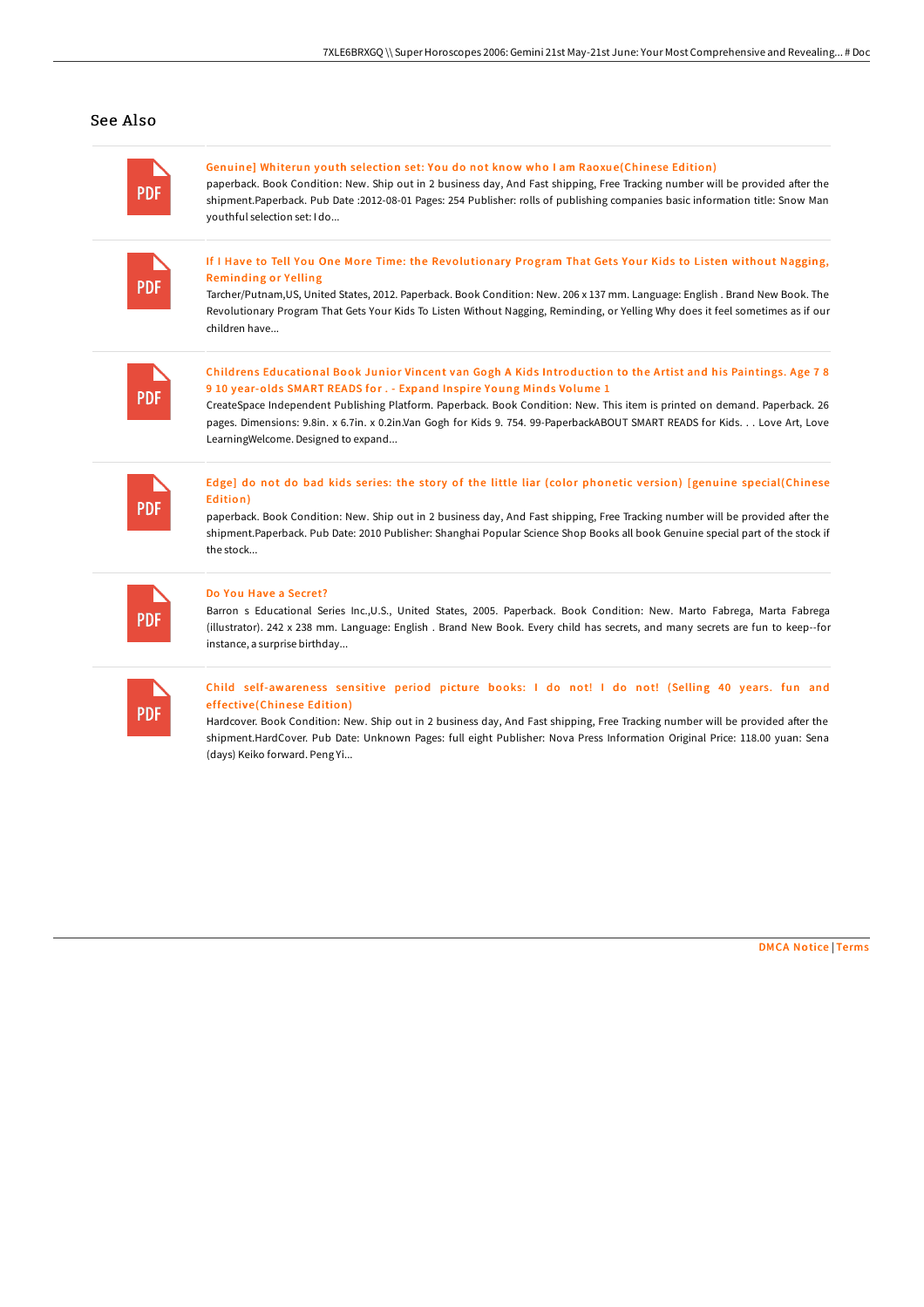## See Also

**Genuine] Whiterun youth selection set: You do not know who I am Raoxue(Chinese Edition)**

paperback. Book Condition: New. Ship out in 2 business day, And Fast shipping, Free Tracking number will be provided after the shipment.Paperback. Pub Date :2012-08-01 Pages: 254 Publisher: rolls of publishing companies basic information title: Snow Man youthful selection set: I do...

**If I Have to Tell You One More Time: the Revolutionary Program That Gets Your Kids to Listen without Nagging, Reminding or Yelling**

Tarcher/Putnam,US, United States, 2012. Paperback. Book Condition: New. 206 x 137 mm. Language: English . Brand New Book. The Revolutionary Program That Gets Your Kids To Listen Without Nagging, Reminding, or Yelling Why does it feel sometimes as if our children have...

**Childrens Educational Book Junior Vincent van Gogh A Kids Introduction to the Artist and his Paintings. Age 7 8 9 10 year-olds SMART READS for . - Expand Inspire Young Minds Volume 1**

CreateSpace Independent Publishing Platform. Paperback. Book Condition: New. This item is printed on demand. Paperback. 26 pages. Dimensions: 9.8in. x 6.7in. x 0.2in.Van Gogh for Kids 9. 754. 99-PaperbackABOUT SMART READS for Kids. . . Love Art, Love LearningWelcome. Designed to expand...

**Edge] do not do bad kids series: the story of the little liar (color phonetic version) [genuine special(Chinese Edition)**

paperback. Book Condition: New. Ship out in 2 business day, And Fast shipping, Free Tracking number will be provided after the shipment.Paperback. Pub Date: 2010 Publisher: Shanghai Popular Science Shop Books all book Genuine special part of the stock if the stock...

**Do You Have a Secret?**

Barron s Educational Series Inc.,U.S., United States, 2005. Paperback. Book Condition: New. Marto Fabrega, Marta Fabrega (illustrator). 242 x 238 mm. Language: English . Brand New Book. Every child has secrets, and many secrets are fun to keep--for instance, a surprise birthday...

**Child self-awareness sensitive period picture books: I do not! I do not! (Selling 40 years. fun and effective(Chinese Edition)**

Hardcover. Book Condition: New. Ship out in 2 business day, And Fast shipping, Free Tracking number will be provided after the shipment.HardCover. Pub Date: Unknown Pages: full eight Publisher: Nova Press Information Original Price: 118.00 yuan: Sena (days) Keiko forward. Peng Yi...

DMCA Notice | Terms